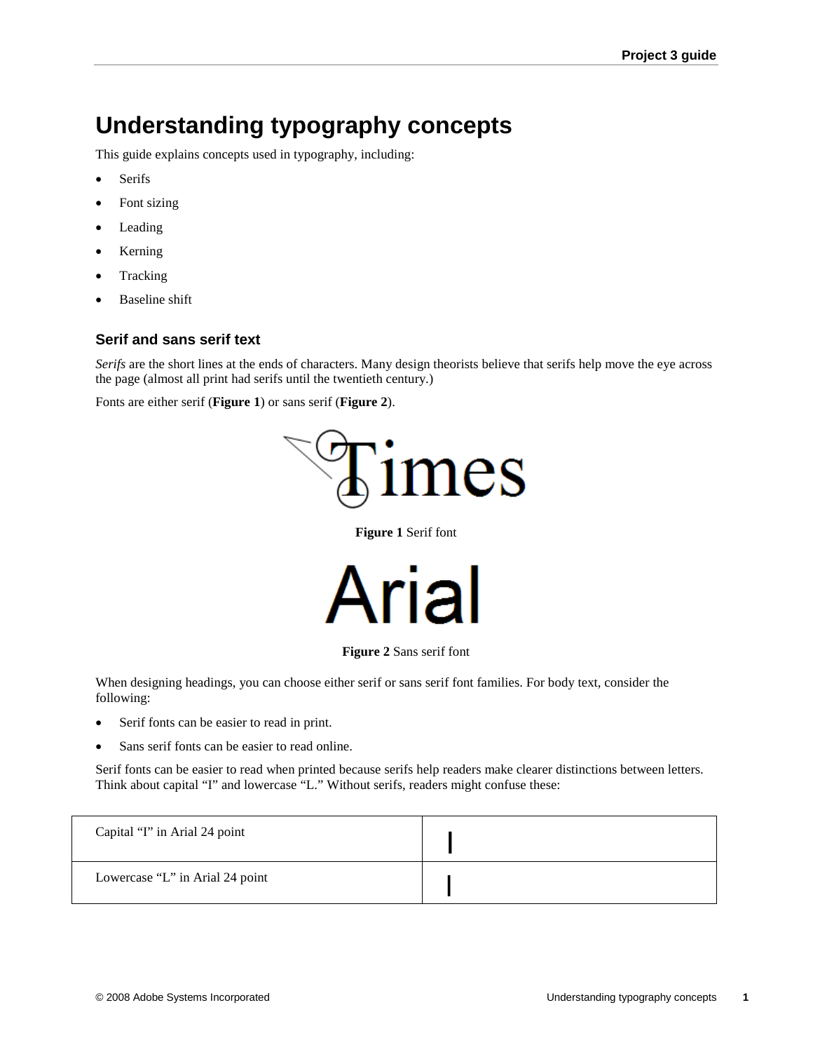# Understanding typography concepts

This guide explains concepts used in typography, including:

- Serifs
- Font sizing
- Leading
- Kerning
- Tracking
- Baseline shift

## Serif and sans serif text

*Serifs* are the short lines at the ends of characters. Many design theorists believe that serifs help move the eye across the page (almost all print had serifs until the twentieth century.)

Fonts are either serif (**Figure 1**) or sans serif (**Figure 2**).

**Figure 1** Serif font

**Figure 2** Sans serif font

When designing headings, you can choose either serif or sans serif font families. For body text, consider the following:

- Serif fonts can be easier to read in print.
- Sans serif fonts can be easier to read online.

Serif fonts can be easier to read when printed because serifs help readers make clearer distinctions between letters. Think about capital "I" and lowercase "L." Without serifs, readers might confuse these:

| | |
|---|---|
| Capital "I" in Arial 24 point | I |
| Lowercase "L" in Arial 24 point | l |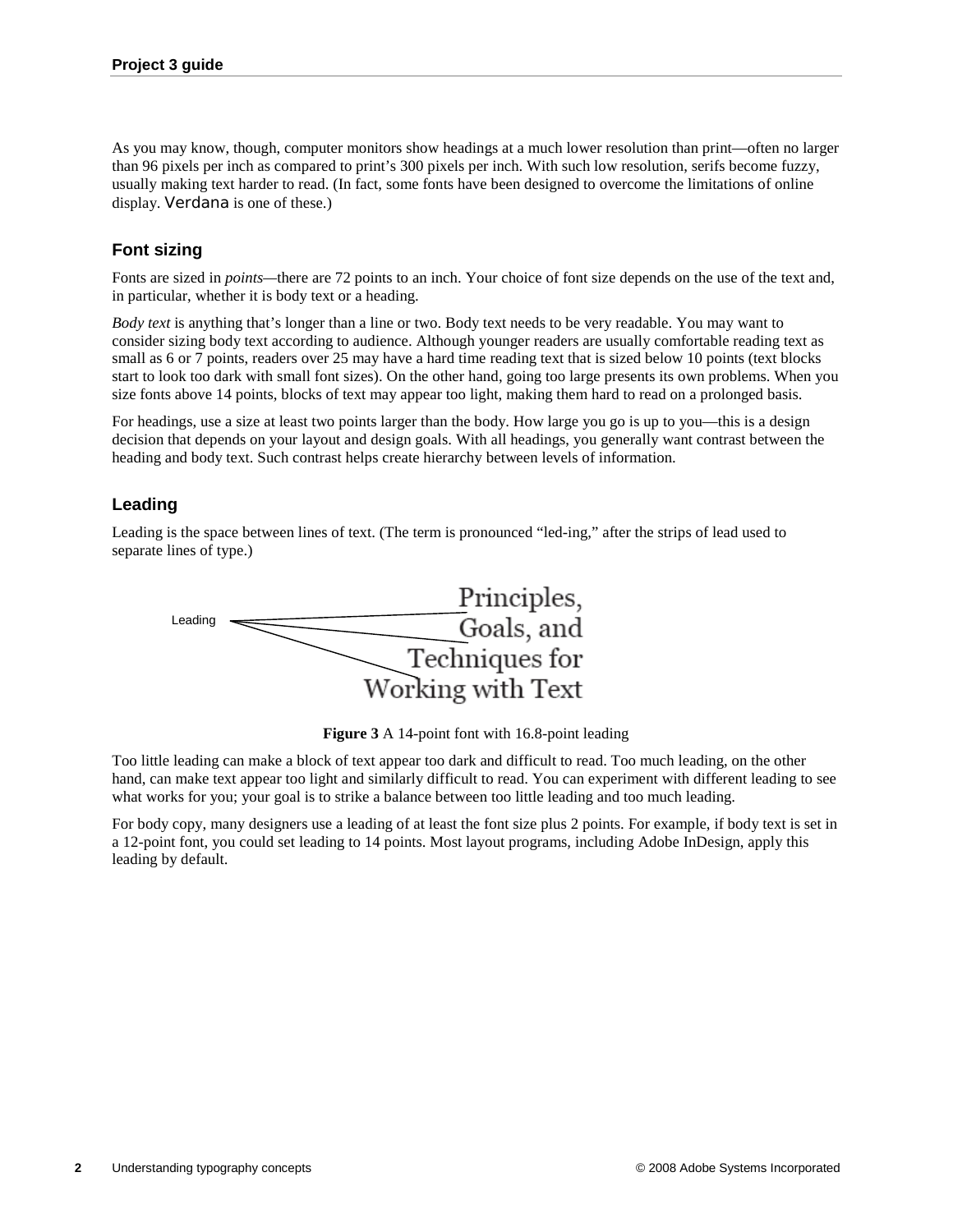As you may know, though, computer monitors show headings at a much lower resolution than print—often no larger than 96 pixels per inch as compared to print's 300 pixels per inch. With such low resolution, serifs become fuzzy, usually making text harder to read. (In fact, some fonts have been designed to overcome the limitations of online display. Verdana is one of these.)

### Font sizing

Fonts are sized in *points*—there are 72 points to an inch. Your choice of font size depends on the use of the text and, in particular, whether it is body text or a heading.

*Body text* is anything that's longer than a line or two. Body text needs to be very readable. You may want to consider sizing body text according to audience. Although younger readers are usually comfortable reading text as small as 6 or 7 points, readers over 25 may have a hard time reading text that is sized below 10 points (text blocks start to look too dark with small font sizes). On the other hand, going too large presents its own problems. When you size fonts above 14 points, blocks of text may appear too light, making them hard to read on a prolonged basis.

For headings, use a size at least two points larger than the body. How large you go is up to you—this is a design decision that depends on your layout and design goals. With all headings, you generally want contrast between the heading and body text. Such contrast helps create hierarchy between levels of information.

### Leading

Leading is the space between lines of text. (The term is pronounced "led-ing," after the strips of lead used to separate lines of type.)

Leading

Principles,
Goals, and
Techniques for
Working with Text

**Figure 3** A 14-point font with 16.8-point leading

Too little leading can make a block of text appear too dark and difficult to read. Too much leading, on the other hand, can make text appear too light and similarly difficult to read. You can experiment with different leading to see what works for you; your goal is to strike a balance between too little leading and too much leading.

For body copy, many designers use a leading of at least the font size plus 2 points. For example, if body text is set in a 12-point font, you could set leading to 14 points. Most layout programs, including Adobe InDesign, apply this leading by default.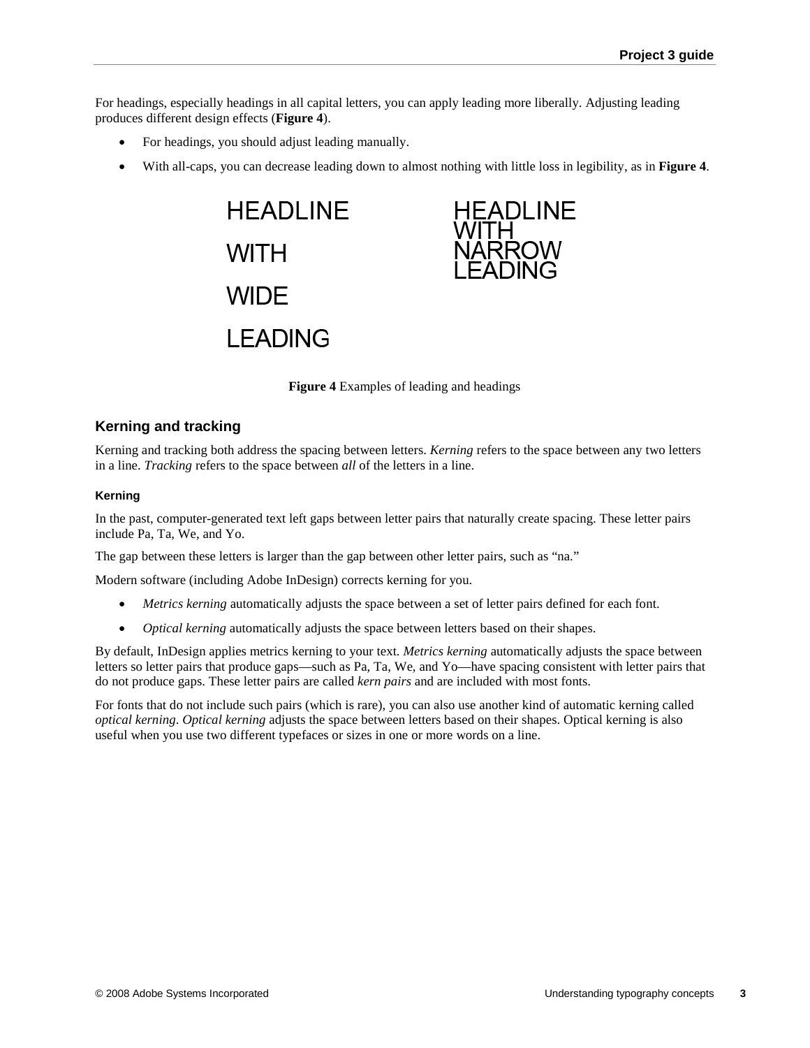For headings, especially headings in all capital letters, you can apply leading more liberally. Adjusting leading produces different design effects (**Figure 4**).

- For headings, you should adjust leading manually.
- With all-caps, you can decrease leading down to almost nothing with little loss in legibility, as in **Figure 4**.

HEADLINE

WITH

WIDE

LEADING

HEADLINE
WITH
NARROW
LEADING

**Figure 4** Examples of leading and headings

## Kerning and tracking

Kerning and tracking both address the spacing between letters. *Kerning* refers to the space between any two letters in a line. *Tracking* refers to the space between *all* of the letters in a line.

### Kerning

In the past, computer-generated text left gaps between letter pairs that naturally create spacing. These letter pairs include Pa, Ta, We, and Yo.

The gap between these letters is larger than the gap between other letter pairs, such as "na."

Modern software (including Adobe InDesign) corrects kerning for you.

- *Metrics kerning* automatically adjusts the space between a set of letter pairs defined for each font.
- *Optical kerning* automatically adjusts the space between letters based on their shapes.

By default, InDesign applies metrics kerning to your text. *Metrics kerning* automatically adjusts the space between letters so letter pairs that produce gaps—such as Pa, Ta, We, and Yo—have spacing consistent with letter pairs that do not produce gaps. These letter pairs are called *kern pairs* and are included with most fonts.

For fonts that do not include such pairs (which is rare), you can also use another kind of automatic kerning called *optical kerning*. *Optical kerning* adjusts the space between letters based on their shapes. Optical kerning is also useful when you use two different typefaces or sizes in one or more words on a line.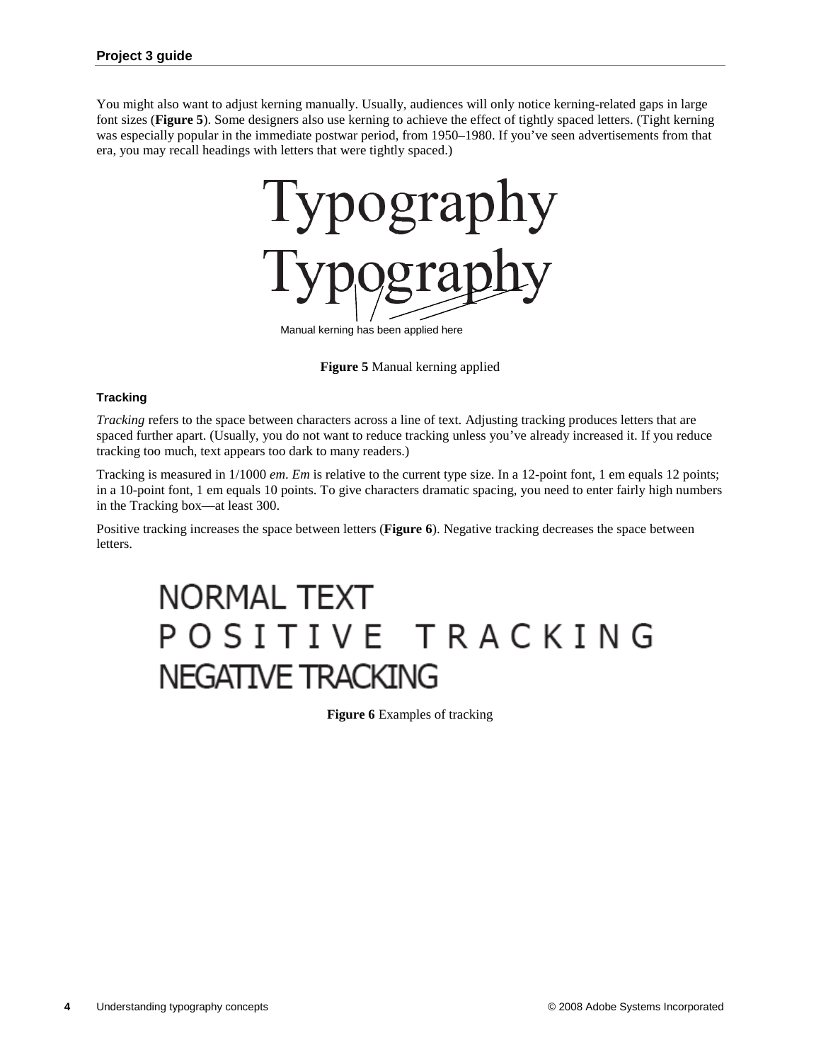You might also want to adjust kerning manually. Usually, audiences will only notice kerning-related gaps in large font sizes (**Figure 5**). Some designers also use kerning to achieve the effect of tightly spaced letters. (Tight kerning was especially popular in the immediate postwar period, from 1950–1980. If you've seen advertisements from that era, you may recall headings with letters that were tightly spaced.)

Typography
Typography

Manual kerning has been applied here

**Figure 5** Manual kerning applied

#### Tracking

*Tracking* refers to the space between characters across a line of text. Adjusting tracking produces letters that are spaced further apart. (Usually, you do not want to reduce tracking unless you've already increased it. If you reduce tracking too much, text appears too dark to many readers.)

Tracking is measured in 1/1000 *em*. *Em* is relative to the current type size. In a 12-point font, 1 em equals 12 points; in a 10-point font, 1 em equals 10 points. To give characters dramatic spacing, you need to enter fairly high numbers in the Tracking box—at least 300.

Positive tracking increases the space between letters (**Figure 6**). Negative tracking decreases the space between letters.

NORMAL TEXT
P O S I T I V E   T R A C K I N G
NEGATIVE TRACKING

**Figure 6** Examples of tracking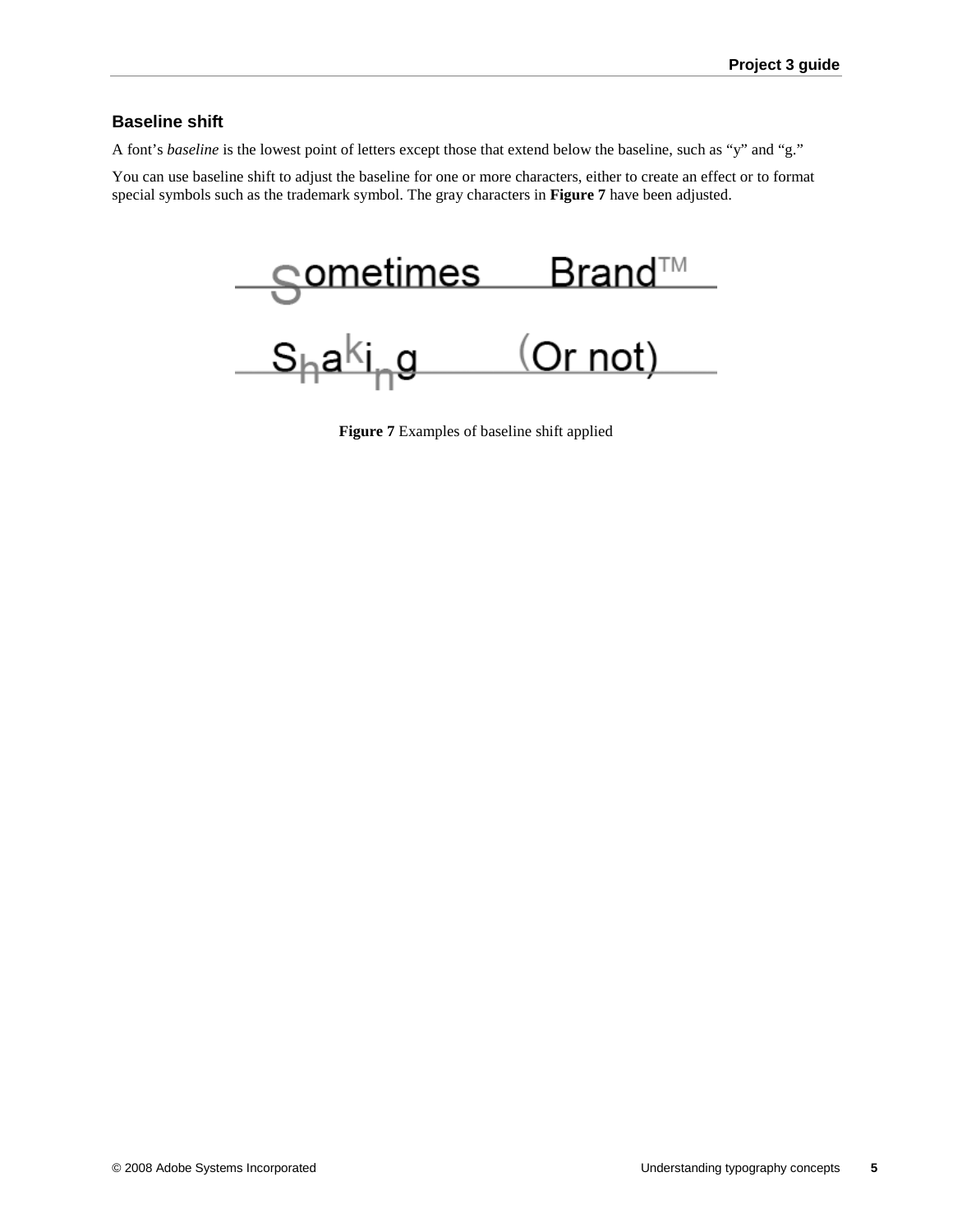## Baseline shift

A font's *baseline* is the lowest point of letters except those that extend below the baseline, such as "y" and "g."

You can use baseline shift to adjust the baseline for one or more characters, either to create an effect or to format special symbols such as the trademark symbol. The gray characters in **Figure 7** have been adjusted.

Sometimes Brand™

Shaking (Or not)

**Figure 7** Examples of baseline shift applied